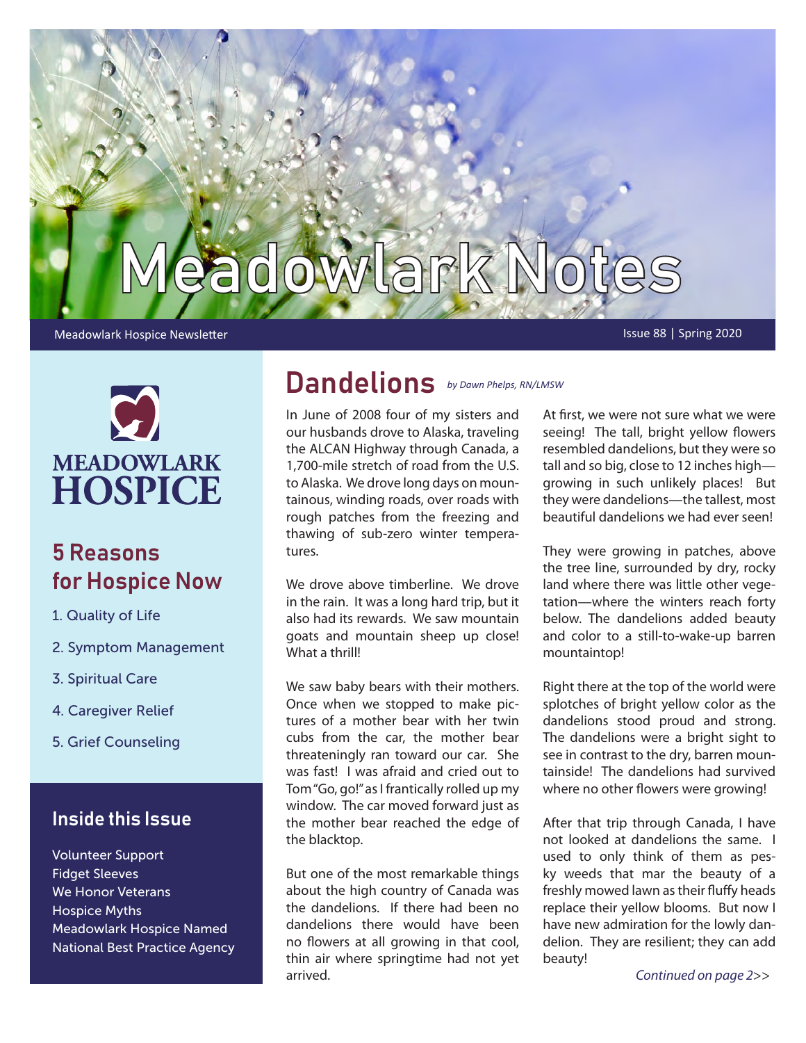# Meadowlark Notes

Meadowlark Hospice Newsletter

Issue 88 | Spring 2020

MEADOWLARK HOSPICE

## 5 Reasons for Hospice Now

1. Quality of Life
2. Symptom Management
3. Spiritual Care
4. Caregiver Relief
5. Grief Counseling

## Inside this Issue

Volunteer Support
Fidget Sleeves
We Honor Veterans
Hospice Myths
Meadowlark Hospice Named National Best Practice Agency

## Dandelions

*by Dawn Phelps, RN/LMSW*

In June of 2008 four of my sisters and our husbands drove to Alaska, traveling the ALCAN Highway through Canada, a 1,700-mile stretch of road from the U.S. to Alaska. We drove long days on mountainous, winding roads, over roads with rough patches from the freezing and thawing of sub-zero winter temperatures.

We drove above timberline. We drove in the rain. It was a long hard trip, but it also had its rewards. We saw mountain goats and mountain sheep up close! What a thrill!

We saw baby bears with their mothers. Once when we stopped to make pictures of a mother bear with her twin cubs from the car, the mother bear threateningly ran toward our car. She was fast! I was afraid and cried out to Tom "Go, go!" as I frantically rolled up my window. The car moved forward just as the mother bear reached the edge of the blacktop.

But one of the most remarkable things about the high country of Canada was the dandelions. If there had been no dandelions there would have been no flowers at all growing in that cool, thin air where springtime had not yet arrived.

At first, we were not sure what we were seeing! The tall, bright yellow flowers resembled dandelions, but they were so tall and so big, close to 12 inches high—growing in such unlikely places! But they were dandelions—the tallest, most beautiful dandelions we had ever seen!

They were growing in patches, above the tree line, surrounded by dry, rocky land where there was little other vegetation—where the winters reach forty below. The dandelions added beauty and color to a still-to-wake-up barren mountaintop!

Right there at the top of the world were splotches of bright yellow color as the dandelions stood proud and strong. The dandelions were a bright sight to see in contrast to the dry, barren mountainside! The dandelions had survived where no other flowers were growing!

After that trip through Canada, I have not looked at dandelions the same. I used to only think of them as pesky weeds that mar the beauty of a freshly mowed lawn as their fluffy heads replace their yellow blooms. But now I have new admiration for the lowly dandelion. They are resilient; they can add beauty!

*Continued on page 2>>*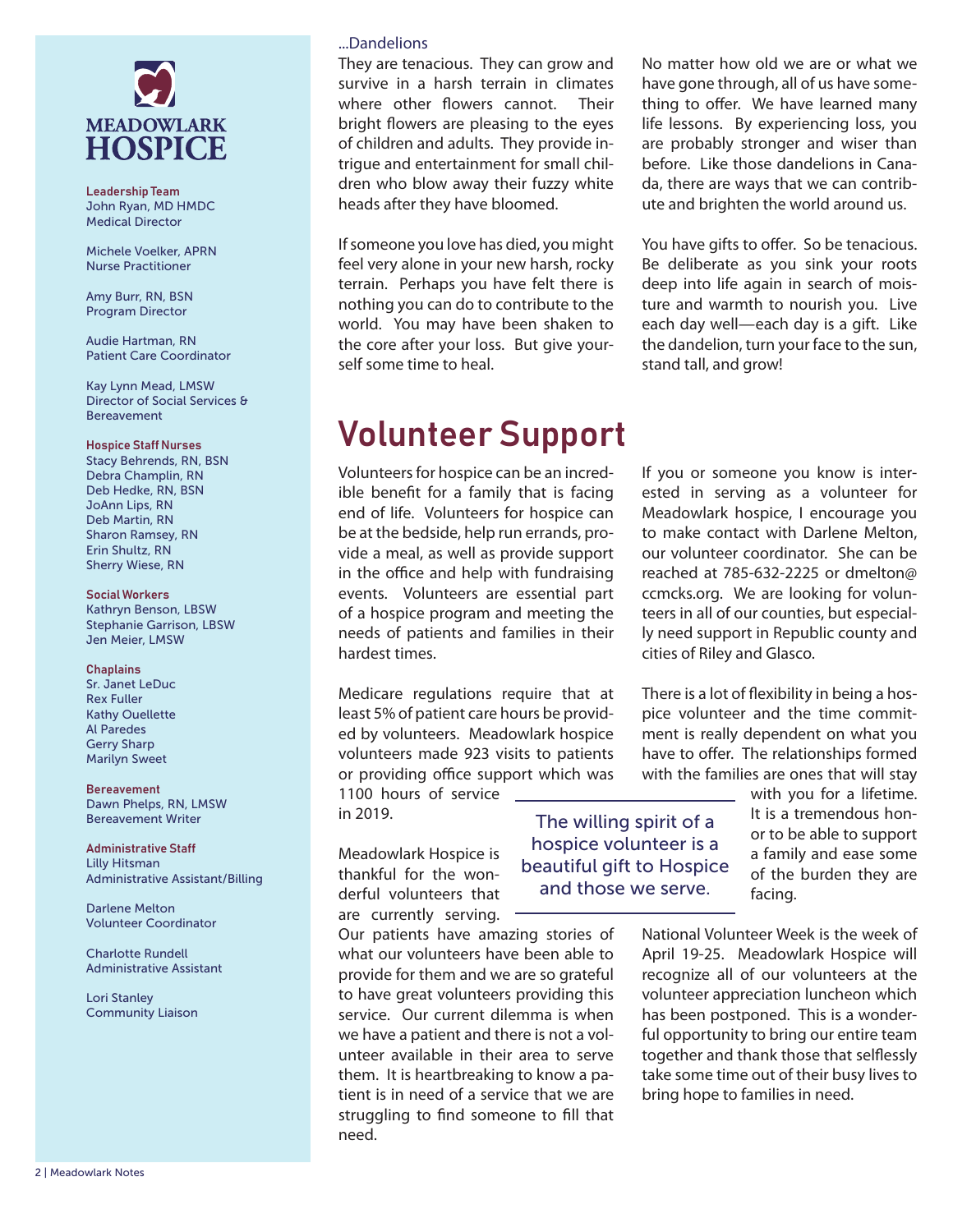**MEADOWLARK HOSPICE**

**Leadership Team**
John Ryan, MD HMDC
Medical Director

Michele Voelker, APRN
Nurse Practitioner

Amy Burr, RN, BSN
Program Director

Audie Hartman, RN
Patient Care Coordinator

Kay Lynn Mead, LMSW
Director of Social Services & Bereavement

**Hospice Staff Nurses**
Stacy Behrends, RN, BSN
Debra Champlin, RN
Deb Hedke, RN, BSN
JoAnn Lips, RN
Deb Martin, RN
Sharon Ramsey, RN
Erin Shultz, RN
Sherry Wiese, RN

**Social Workers**
Kathryn Benson, LBSW
Stephanie Garrison, LBSW
Jen Meier, LMSW

**Chaplains**
Sr. Janet LeDuc
Rex Fuller
Kathy Ouellette
Al Paredes
Gerry Sharp
Marilyn Sweet

**Bereavement**
Dawn Phelps, RN, LMSW
Bereavement Writer

**Administrative Staff**
Lilly Hitsman
Administrative Assistant/Billing

Darlene Melton
Volunteer Coordinator

Charlotte Rundell
Administrative Assistant

Lori Stanley
Community Liaison

...Dandelions

They are tenacious. They can grow and survive in a harsh terrain in climates where other flowers cannot. Their bright flowers are pleasing to the eyes of children and adults. They provide intrigue and entertainment for small children who blow away their fuzzy white heads after they have bloomed.

If someone you love has died, you might feel very alone in your new harsh, rocky terrain. Perhaps you have felt there is nothing you can do to contribute to the world. You may have been shaken to the core after your loss. But give yourself some time to heal.

No matter how old we are or what we have gone through, all of us have something to offer. We have learned many life lessons. By experiencing loss, you are probably stronger and wiser than before. Like those dandelions in Canada, there are ways that we can contribute and brighten the world around us.

You have gifts to offer. So be tenacious. Be deliberate as you sink your roots deep into life again in search of moisture and warmth to nourish you. Live each day well—each day is a gift. Like the dandelion, turn your face to the sun, stand tall, and grow!

# Volunteer Support

Volunteers for hospice can be an incredible benefit for a family that is facing end of life. Volunteers for hospice can be at the bedside, help run errands, provide a meal, as well as provide support in the office and help with fundraising events. Volunteers are essential part of a hospice program and meeting the needs of patients and families in their hardest times.

Medicare regulations require that at least 5% of patient care hours be provided by volunteers. Meadowlark hospice volunteers made 923 visits to patients or providing office support which was 1100 hours of service in 2019.

Meadowlark Hospice is thankful for the wonderful volunteers that are currently serving. Our patients have amazing stories of what our volunteers have been able to provide for them and we are so grateful to have great volunteers providing this service. Our current dilemma is when we have a patient and there is not a volunteer available in their area to serve them. It is heartbreaking to know a patient is in need of a service that we are struggling to find someone to fill that need.

> The willing spirit of a hospice volunteer is a beautiful gift to Hospice and those we serve.

If you or someone you know is interested in serving as a volunteer for Meadowlark hospice, I encourage you to make contact with Darlene Melton, our volunteer coordinator. She can be reached at 785-632-2225 or dmelton@ccmcks.org. We are looking for volunteers in all of our counties, but especially need support in Republic county and cities of Riley and Glasco.

There is a lot of flexibility in being a hospice volunteer and the time commitment is really dependent on what you have to offer. The relationships formed with the families are ones that will stay with you for a lifetime. It is a tremendous honor to be able to support a family and ease some of the burden they are facing.

National Volunteer Week is the week of April 19-25. Meadowlark Hospice will recognize all of our volunteers at the volunteer appreciation luncheon which has been postponed. This is a wonderful opportunity to bring our entire team together and thank those that selflessly take some time out of their busy lives to bring hope to families in need.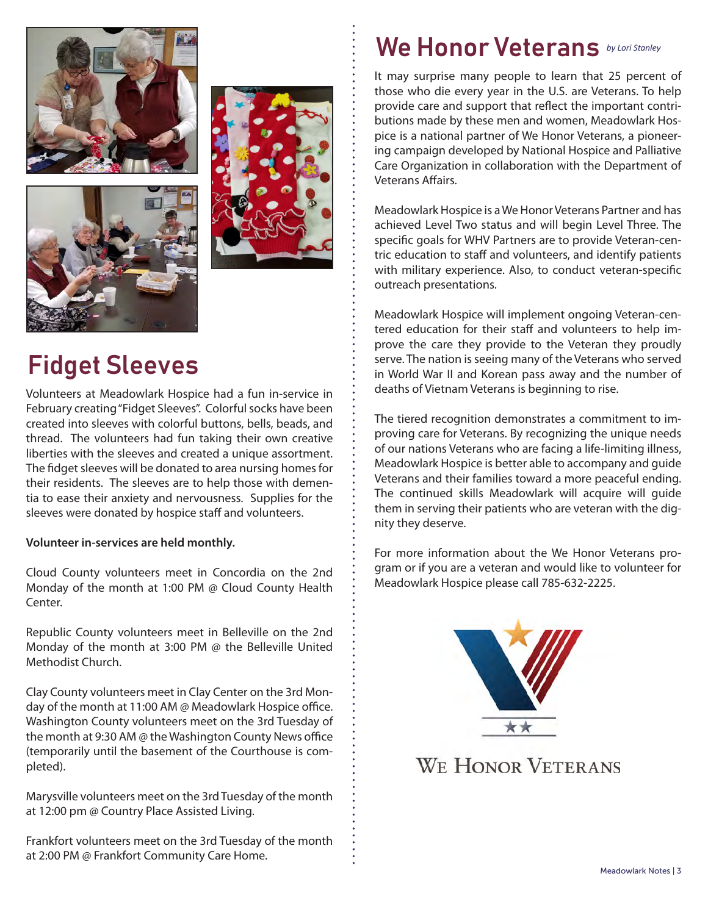# Fidget Sleeves

Volunteers at Meadowlark Hospice had a fun in-service in February creating "Fidget Sleeves". Colorful socks have been created into sleeves with colorful buttons, bells, beads, and thread. The volunteers had fun taking their own creative liberties with the sleeves and created a unique assortment. The fidget sleeves will be donated to area nursing homes for their residents. The sleeves are to help those with dementia to ease their anxiety and nervousness. Supplies for the sleeves were donated by hospice staff and volunteers.

**Volunteer in-services are held monthly.**

Cloud County volunteers meet in Concordia on the 2nd Monday of the month at 1:00 PM @ Cloud County Health Center.

Republic County volunteers meet in Belleville on the 2nd Monday of the month at 3:00 PM @ the Belleville United Methodist Church.

Clay County volunteers meet in Clay Center on the 3rd Monday of the month at 11:00 AM @ Meadowlark Hospice office. Washington County volunteers meet on the 3rd Tuesday of the month at 9:30 AM @ the Washington County News office (temporarily until the basement of the Courthouse is completed).

Marysville volunteers meet on the 3rd Tuesday of the month at 12:00 pm @ Country Place Assisted Living.

Frankfort volunteers meet on the 3rd Tuesday of the month at 2:00 PM @ Frankfort Community Care Home.

# We Honor Veterans *by Lori Stanley*

It may surprise many people to learn that 25 percent of those who die every year in the U.S. are Veterans. To help provide care and support that reflect the important contributions made by these men and women, Meadowlark Hospice is a national partner of We Honor Veterans, a pioneering campaign developed by National Hospice and Palliative Care Organization in collaboration with the Department of Veterans Affairs.

Meadowlark Hospice is a We Honor Veterans Partner and has achieved Level Two status and will begin Level Three. The specific goals for WHV Partners are to provide Veteran-centric education to staff and volunteers, and identify patients with military experience. Also, to conduct veteran-specific outreach presentations.

Meadowlark Hospice will implement ongoing Veteran-centered education for their staff and volunteers to help improve the care they provide to the Veteran they proudly serve. The nation is seeing many of the Veterans who served in World War II and Korean pass away and the number of deaths of Vietnam Veterans is beginning to rise.

The tiered recognition demonstrates a commitment to improving care for Veterans. By recognizing the unique needs of our nations Veterans who are facing a life-limiting illness, Meadowlark Hospice is better able to accompany and guide Veterans and their families toward a more peaceful ending. The continued skills Meadowlark will acquire will guide them in serving their patients who are veteran with the dignity they deserve.

For more information about the We Honor Veterans program or if you are a veteran and would like to volunteer for Meadowlark Hospice please call 785-632-2225.

WE HONOR VETERANS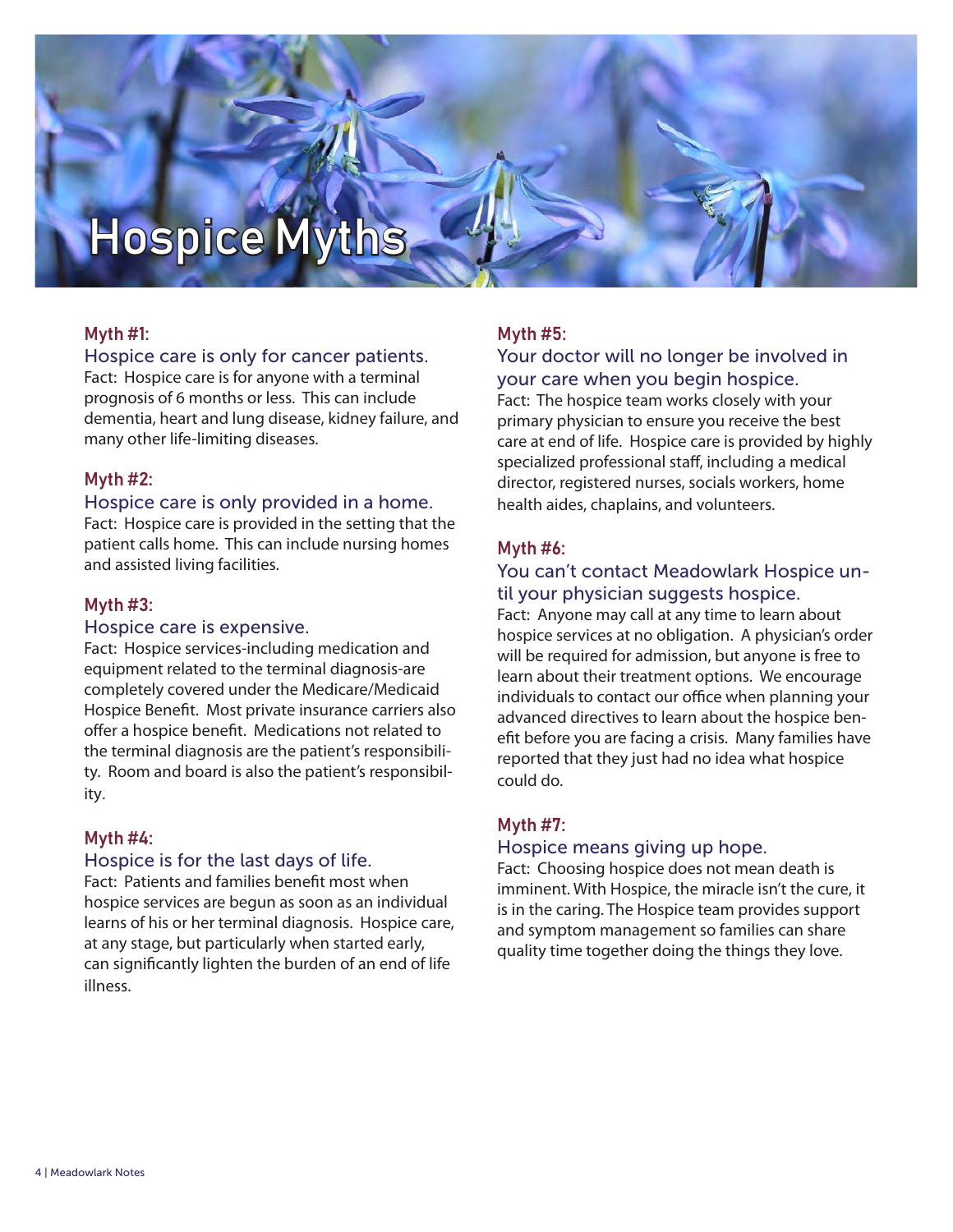# Hospice Myths

### Myth #1:

### Hospice care is only for cancer patients.

Fact: Hospice care is for anyone with a terminal prognosis of 6 months or less. This can include dementia, heart and lung disease, kidney failure, and many other life-limiting diseases.

### Myth #2:

### Hospice care is only provided in a home.

Fact: Hospice care is provided in the setting that the patient calls home. This can include nursing homes and assisted living facilities.

### Myth #3:

### Hospice care is expensive.

Fact: Hospice services-including medication and equipment related to the terminal diagnosis-are completely covered under the Medicare/Medicaid Hospice Benefit. Most private insurance carriers also offer a hospice benefit. Medications not related to the terminal diagnosis are the patient's responsibility. Room and board is also the patient's responsibility.

### Myth #4:

### Hospice is for the last days of life.

Fact: Patients and families benefit most when hospice services are begun as soon as an individual learns of his or her terminal diagnosis. Hospice care, at any stage, but particularly when started early, can significantly lighten the burden of an end of life illness.

### Myth #5:

### Your doctor will no longer be involved in your care when you begin hospice.

Fact: The hospice team works closely with your primary physician to ensure you receive the best care at end of life. Hospice care is provided by highly specialized professional staff, including a medical director, registered nurses, socials workers, home health aides, chaplains, and volunteers.

### Myth #6:

### You can't contact Meadowlark Hospice until your physician suggests hospice.

Fact: Anyone may call at any time to learn about hospice services at no obligation. A physician's order will be required for admission, but anyone is free to learn about their treatment options. We encourage individuals to contact our office when planning your advanced directives to learn about the hospice benefit before you are facing a crisis. Many families have reported that they just had no idea what hospice could do.

### Myth #7:

### Hospice means giving up hope.

Fact: Choosing hospice does not mean death is imminent. With Hospice, the miracle isn't the cure, it is in the caring. The Hospice team provides support and symptom management so families can share quality time together doing the things they love.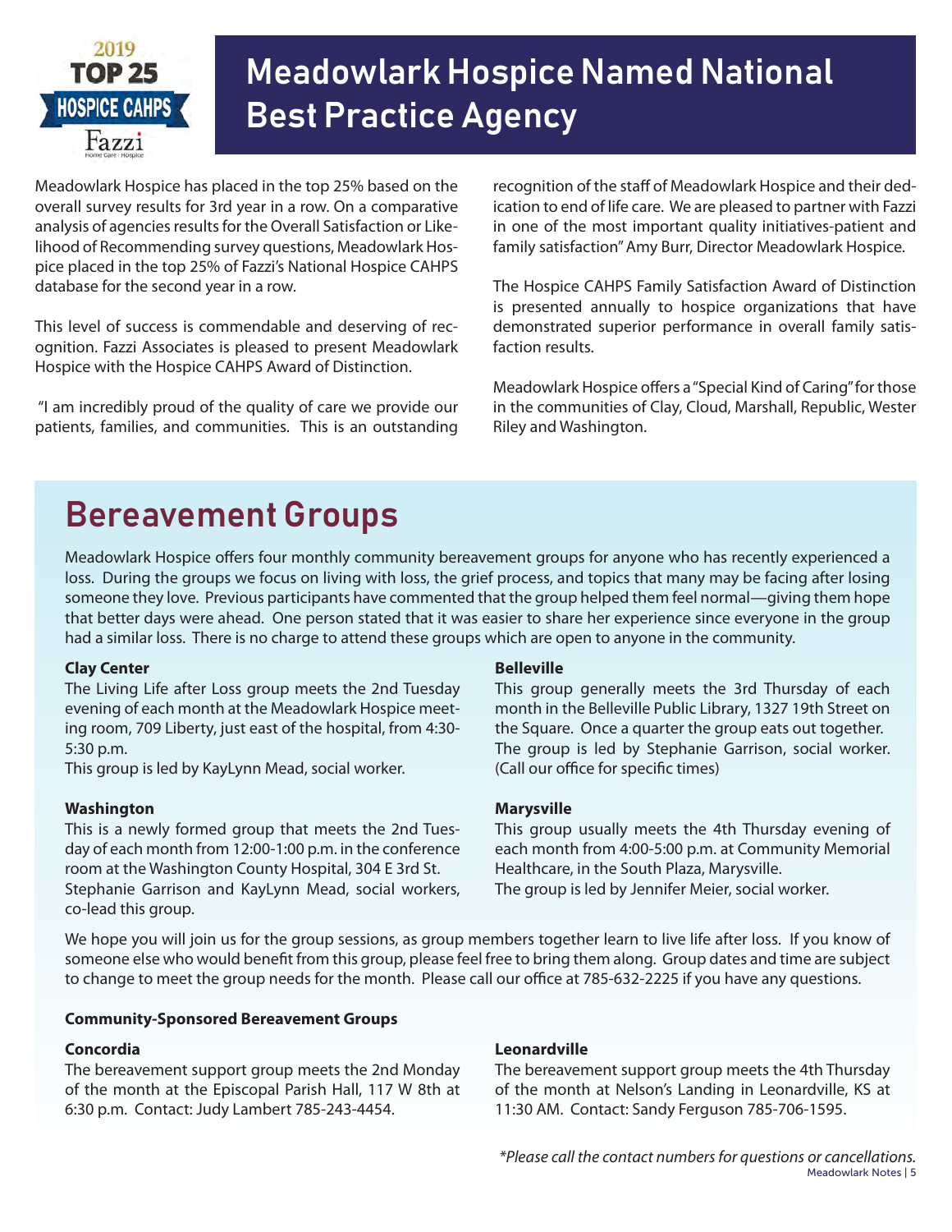2019 TOP 25 HOSPICE CAHPS Fazzi

# Meadowlark Hospice Named National Best Practice Agency

Meadowlark Hospice has placed in the top 25% based on the overall survey results for 3rd year in a row. On a comparative analysis of agencies results for the Overall Satisfaction or Likelihood of Recommending survey questions, Meadowlark Hospice placed in the top 25% of Fazzi's National Hospice CAHPS database for the second year in a row.

This level of success is commendable and deserving of recognition. Fazzi Associates is pleased to present Meadowlark Hospice with the Hospice CAHPS Award of Distinction.

"I am incredibly proud of the quality of care we provide our patients, families, and communities. This is an outstanding recognition of the staff of Meadowlark Hospice and their dedication to end of life care. We are pleased to partner with Fazzi in one of the most important quality initiatives-patient and family satisfaction" Amy Burr, Director Meadowlark Hospice.

The Hospice CAHPS Family Satisfaction Award of Distinction is presented annually to hospice organizations that have demonstrated superior performance in overall family satisfaction results.

Meadowlark Hospice offers a "Special Kind of Caring" for those in the communities of Clay, Cloud, Marshall, Republic, Wester Riley and Washington.

# Bereavement Groups

Meadowlark Hospice offers four monthly community bereavement groups for anyone who has recently experienced a loss. During the groups we focus on living with loss, the grief process, and topics that many may be facing after losing someone they love. Previous participants have commented that the group helped them feel normal—giving them hope that better days were ahead. One person stated that it was easier to share her experience since everyone in the group had a similar loss. There is no charge to attend these groups which are open to anyone in the community.

**Clay Center**
The Living Life after Loss group meets the 2nd Tuesday evening of each month at the Meadowlark Hospice meeting room, 709 Liberty, just east of the hospital, from 4:30-5:30 p.m.
This group is led by KayLynn Mead, social worker.

**Washington**
This is a newly formed group that meets the 2nd Tuesday of each month from 12:00-1:00 p.m. in the conference room at the Washington County Hospital, 304 E 3rd St.
Stephanie Garrison and KayLynn Mead, social workers, co-lead this group.

**Belleville**
This group generally meets the 3rd Thursday of each month in the Belleville Public Library, 1327 19th Street on the Square. Once a quarter the group eats out together. The group is led by Stephanie Garrison, social worker. (Call our office for specific times)

**Marysville**
This group usually meets the 4th Thursday evening of each month from 4:00-5:00 p.m. at Community Memorial Healthcare, in the South Plaza, Marysville.
The group is led by Jennifer Meier, social worker.

We hope you will join us for the group sessions, as group members together learn to live life after loss. If you know of someone else who would benefit from this group, please feel free to bring them along. Group dates and time are subject to change to meet the group needs for the month. Please call our office at 785-632-2225 if you have any questions.

**Community-Sponsored Bereavement Groups**

**Concordia**
The bereavement support group meets the 2nd Monday of the month at the Episcopal Parish Hall, 117 W 8th at 6:30 p.m. Contact: Judy Lambert 785-243-4454.

**Leonardville**
The bereavement support group meets the 4th Thursday of the month at Nelson's Landing in Leonardville, KS at 11:30 AM. Contact: Sandy Ferguson 785-706-1595.

*\*Please call the contact numbers for questions or cancellations.*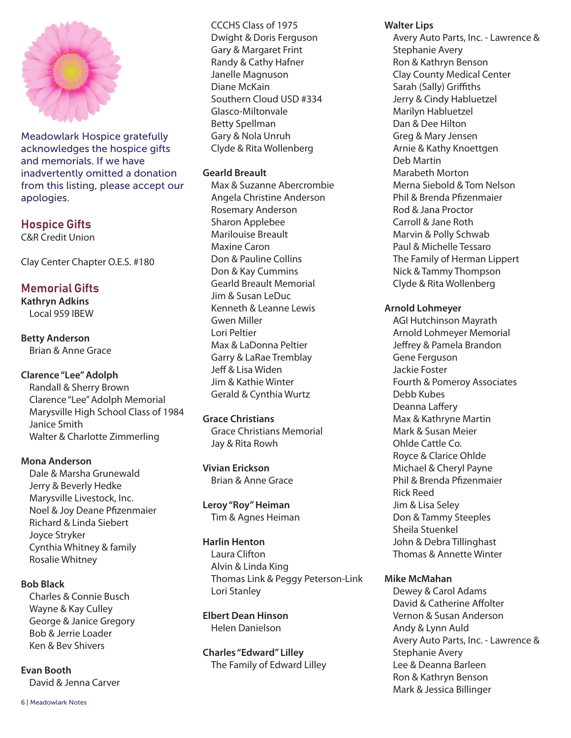Meadowlark Hospice gratefully acknowledges the hospice gifts and memorials. If we have inadvertently omitted a donation from this listing, please accept our apologies.

## Hospice Gifts

C&R Credit Union

Clay Center Chapter O.E.S. #180

## Memorial Gifts

**Kathryn Adkins**
Local 959 IBEW

**Betty Anderson**
Brian & Anne Grace

**Clarence "Lee" Adolph**
Randall & Sherry Brown
Clarence "Lee" Adolph Memorial
Marysville High School Class of 1984
Janice Smith
Walter & Charlotte Zimmerling

**Mona Anderson**
Dale & Marsha Grunewald
Jerry & Beverly Hedke
Marysville Livestock, Inc.
Noel & Joy Deane Pfizenmaier
Richard & Linda Siebert
Joyce Stryker
Cynthia Whitney & family
Rosalie Whitney

**Bob Black**
Charles & Connie Busch
Wayne & Kay Culley
George & Janice Gregory
Bob & Jerrie Loader
Ken & Bev Shivers

**Evan Booth**
David & Jenna Carver
CCCHS Class of 1975
Dwight & Doris Ferguson
Gary & Margaret Frint
Randy & Cathy Hafner
Janelle Magnuson
Diane McKain
Southern Cloud USD #334
Glasco-Miltonvale
Betty Spellman
Gary & Nola Unruh
Clyde & Rita Wollenberg

**Gearld Breault**
Max & Suzanne Abercrombie
Angela Christine Anderson
Rosemary Anderson
Sharon Applebee
Marilouise Breault
Maxine Caron
Don & Pauline Collins
Don & Kay Cummins
Gearld Breault Memorial
Jim & Susan LeDuc
Kenneth & Leanne Lewis
Gwen Miller
Lori Peltier
Max & LaDonna Peltier
Garry & LaRae Tremblay
Jeff & Lisa Widen
Jim & Kathie Winter
Gerald & Cynthia Wurtz

**Grace Christians**
Grace Christians Memorial
Jay & Rita Rowh

**Vivian Erickson**
Brian & Anne Grace

**Leroy "Roy" Heiman**
Tim & Agnes Heiman

**Harlin Henton**
Laura Clifton
Alvin & Linda King
Thomas Link & Peggy Peterson-Link
Lori Stanley

**Elbert Dean Hinson**
Helen Danielson

**Charles "Edward" Lilley**
The Family of Edward Lilley

**Walter Lips**
Avery Auto Parts, Inc. - Lawrence & Stephanie Avery
Ron & Kathryn Benson
Clay County Medical Center
Sarah (Sally) Griffiths
Jerry & Cindy Habluetzel
Marilyn Habluetzel
Dan & Dee Hilton
Greg & Mary Jensen
Arnie & Kathy Knoettgen
Deb Martin
Marabeth Morton
Merna Siebold & Tom Nelson
Phil & Brenda Pfizenmaier
Rod & Jana Proctor
Carroll & Jane Roth
Marvin & Polly Schwab
Paul & Michelle Tessaro
The Family of Herman Lippert
Nick & Tammy Thompson
Clyde & Rita Wollenberg

**Arnold Lohmeyer**
AGI Hutchinson Mayrath
Arnold Lohmeyer Memorial
Jeffrey & Pamela Brandon
Gene Ferguson
Jackie Foster
Fourth & Pomeroy Associates
Debb Kubes
Deanna Laffery
Max & Kathryne Martin
Mark & Susan Meier
Ohlde Cattle Co.
Royce & Clarice Ohlde
Michael & Cheryl Payne
Phil & Brenda Pfizenmaier
Rick Reed
Jim & Lisa Seley
Don & Tammy Steeples
Sheila Stuenkel
John & Debra Tillinghast
Thomas & Annette Winter

**Mike McMahan**
Dewey & Carol Adams
David & Catherine Affolter
Vernon & Susan Anderson
Andy & Lynn Auld
Avery Auto Parts, Inc. - Lawrence & Stephanie Avery
Lee & Deanna Barleen
Ron & Kathryn Benson
Mark & Jessica Billinger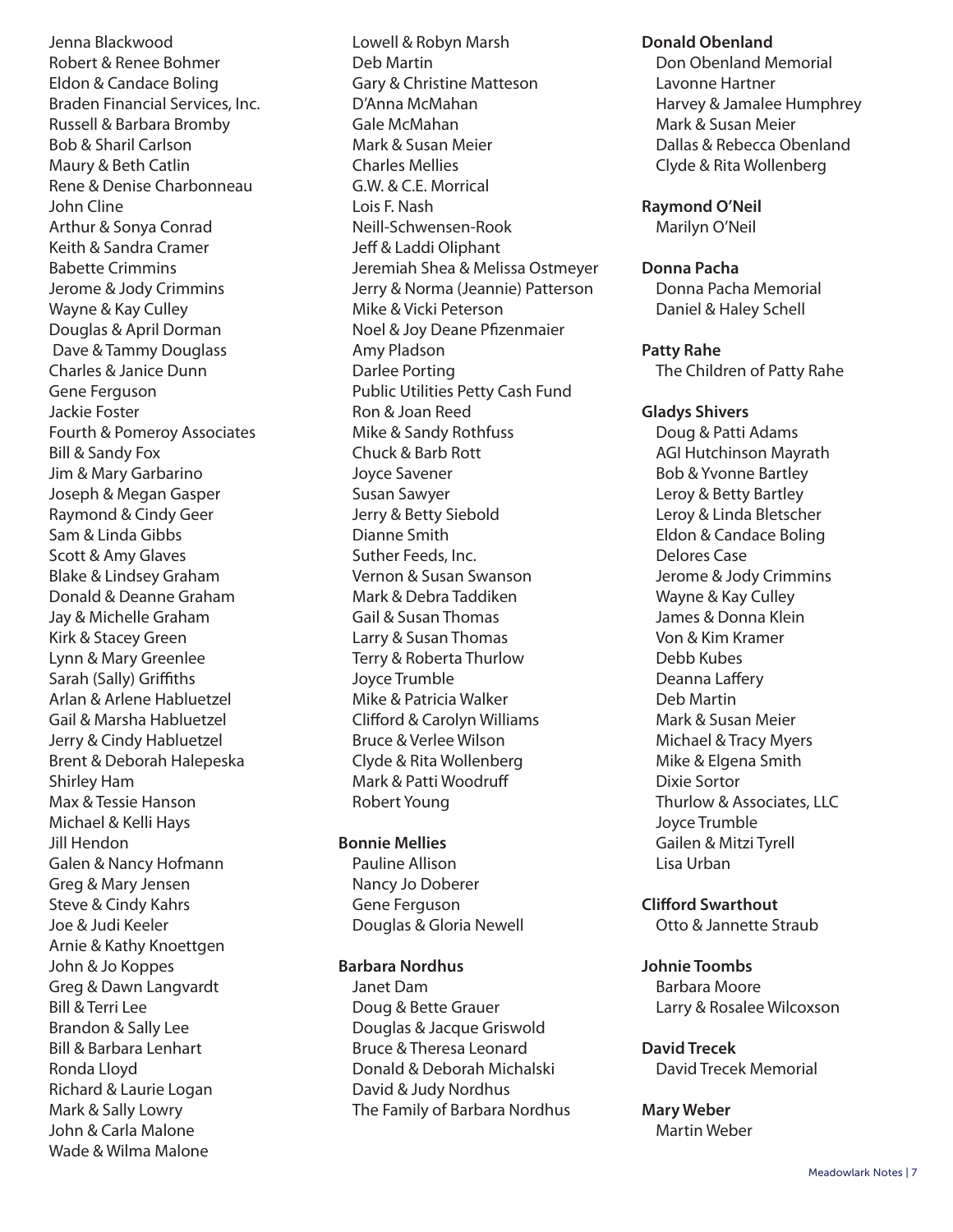Jenna Blackwood
Robert & Renee Bohmer
Eldon & Candace Boling
Braden Financial Services, Inc.
Russell & Barbara Bromby
Bob & Sharil Carlson
Maury & Beth Catlin
Rene & Denise Charbonneau
John Cline
Arthur & Sonya Conrad
Keith & Sandra Cramer
Babette Crimmins
Jerome & Jody Crimmins
Wayne & Kay Culley
Douglas & April Dorman
Dave & Tammy Douglass
Charles & Janice Dunn
Gene Ferguson
Jackie Foster
Fourth & Pomeroy Associates
Bill & Sandy Fox
Jim & Mary Garbarino
Joseph & Megan Gasper
Raymond & Cindy Geer
Sam & Linda Gibbs
Scott & Amy Glaves
Blake & Lindsey Graham
Donald & Deanne Graham
Jay & Michelle Graham
Kirk & Stacey Green
Lynn & Mary Greenlee
Sarah (Sally) Griffiths
Arlan & Arlene Habluetzel
Gail & Marsha Habluetzel
Jerry & Cindy Habluetzel
Brent & Deborah Halepeska
Shirley Ham
Max & Tessie Hanson
Michael & Kelli Hays
Jill Hendon
Galen & Nancy Hofmann
Greg & Mary Jensen
Steve & Cindy Kahrs
Joe & Judi Keeler
Arnie & Kathy Knoettgen
John & Jo Koppes
Greg & Dawn Langvardt
Bill & Terri Lee
Brandon & Sally Lee
Bill & Barbara Lenhart
Ronda Lloyd
Richard & Laurie Logan
Mark & Sally Lowry
John & Carla Malone
Wade & Wilma Malone
Lowell & Robyn Marsh
Deb Martin
Gary & Christine Matteson
D'Anna McMahan
Gale McMahan
Mark & Susan Meier
Charles Mellies
G.W. & C.E. Morrical
Lois F. Nash
Neill-Schwensen-Rook
Jeff & Laddi Oliphant
Jeremiah Shea & Melissa Ostmeyer
Jerry & Norma (Jeannie) Patterson
Mike & Vicki Peterson
Noel & Joy Deane Pfizenmaier
Amy Pladson
Darlee Porting
Public Utilities Petty Cash Fund
Ron & Joan Reed
Mike & Sandy Rothfuss
Chuck & Barb Rott
Joyce Savener
Susan Sawyer
Jerry & Betty Siebold
Dianne Smith
Suther Feeds, Inc.
Vernon & Susan Swanson
Mark & Debra Taddiken
Gail & Susan Thomas
Larry & Susan Thomas
Terry & Roberta Thurlow
Joyce Trumble
Mike & Patricia Walker
Clifford & Carolyn Williams
Bruce & Verlee Wilson
Clyde & Rita Wollenberg
Mark & Patti Woodruff
Robert Young

**Bonnie Mellies**
Pauline Allison
Nancy Jo Doberer
Gene Ferguson
Douglas & Gloria Newell

**Barbara Nordhus**
Janet Dam
Doug & Bette Grauer
Douglas & Jacque Griswold
Bruce & Theresa Leonard
Donald & Deborah Michalski
David & Judy Nordhus
The Family of Barbara Nordhus

**Donald Obenland**
Don Obenland Memorial
Lavonne Hartner
Harvey & Jamalee Humphrey
Mark & Susan Meier
Dallas & Rebecca Obenland
Clyde & Rita Wollenberg

**Raymond O'Neil**
Marilyn O'Neil

**Donna Pacha**
Donna Pacha Memorial
Daniel & Haley Schell

**Patty Rahe**
The Children of Patty Rahe

**Gladys Shivers**
Doug & Patti Adams
AGI Hutchinson Mayrath
Bob & Yvonne Bartley
Leroy & Betty Bartley
Leroy & Linda Bletscher
Eldon & Candace Boling
Delores Case
Jerome & Jody Crimmins
Wayne & Kay Culley
James & Donna Klein
Von & Kim Kramer
Debb Kubes
Deanna Laffery
Deb Martin
Mark & Susan Meier
Michael & Tracy Myers
Mike & Elgena Smith
Dixie Sortor
Thurlow & Associates, LLC
Joyce Trumble
Gailen & Mitzi Tyrell
Lisa Urban

**Clifford Swarthout**
Otto & Jannette Straub

**Johnie Toombs**
Barbara Moore
Larry & Rosalee Wilcoxson

**David Trecek**
David Trecek Memorial

**Mary Weber**
Martin Weber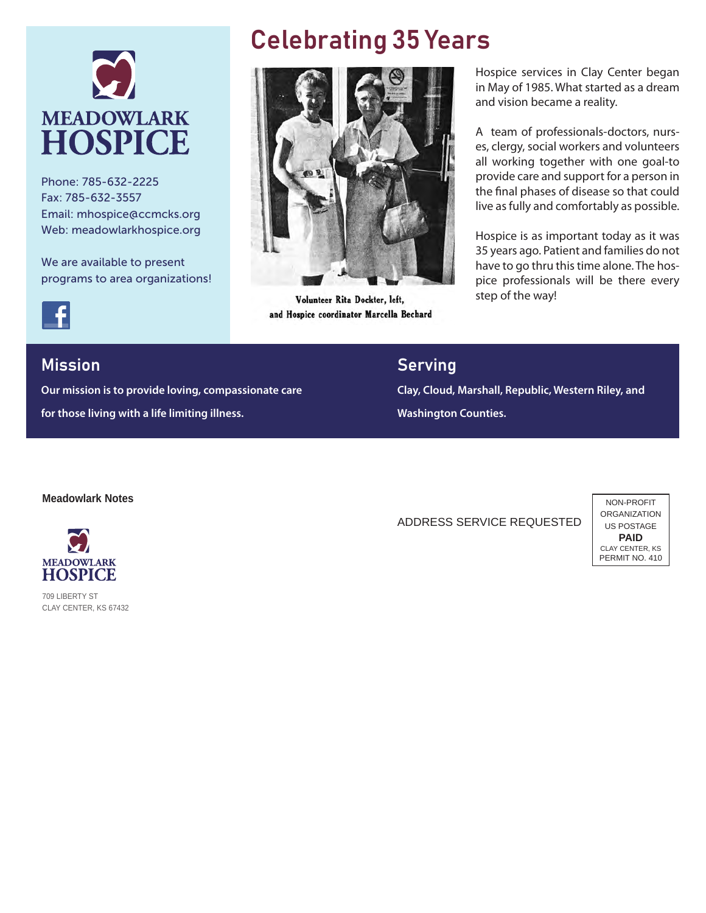**MEADOWLARK HOSPICE**

Phone: 785-632-2225
Fax: 785-632-3557
Email: mhospice@ccmcks.org
Web: meadowlarkhospice.org

We are available to present programs to area organizations!

# Celebrating 35 Years

Volunteer Rita Dockter, left, and Hospice coordinator Marcella Bechard

Hospice services in Clay Center began in May of 1985. What started as a dream and vision became a reality.

A team of professionals-doctors, nurses, clergy, social workers and volunteers all working together with one goal-to provide care and support for a person in the final phases of disease so that could live as fully and comfortably as possible.

Hospice is as important today as it was 35 years ago. Patient and families do not have to go thru this time alone. The hospice professionals will be there every step of the way!

## Mission

**Our mission is to provide loving, compassionate care for those living with a life limiting illness.**

## Serving

**Clay, Cloud, Marshall, Republic, Western Riley, and Washington Counties.**

**Meadowlark Notes**

MEADOWLARK HOSPICE
709 LIBERTY ST
CLAY CENTER, KS 67432

ADDRESS SERVICE REQUESTED

NON-PROFIT ORGANIZATION
US POSTAGE
**PAID**
CLAY CENTER, KS
PERMIT NO. 410